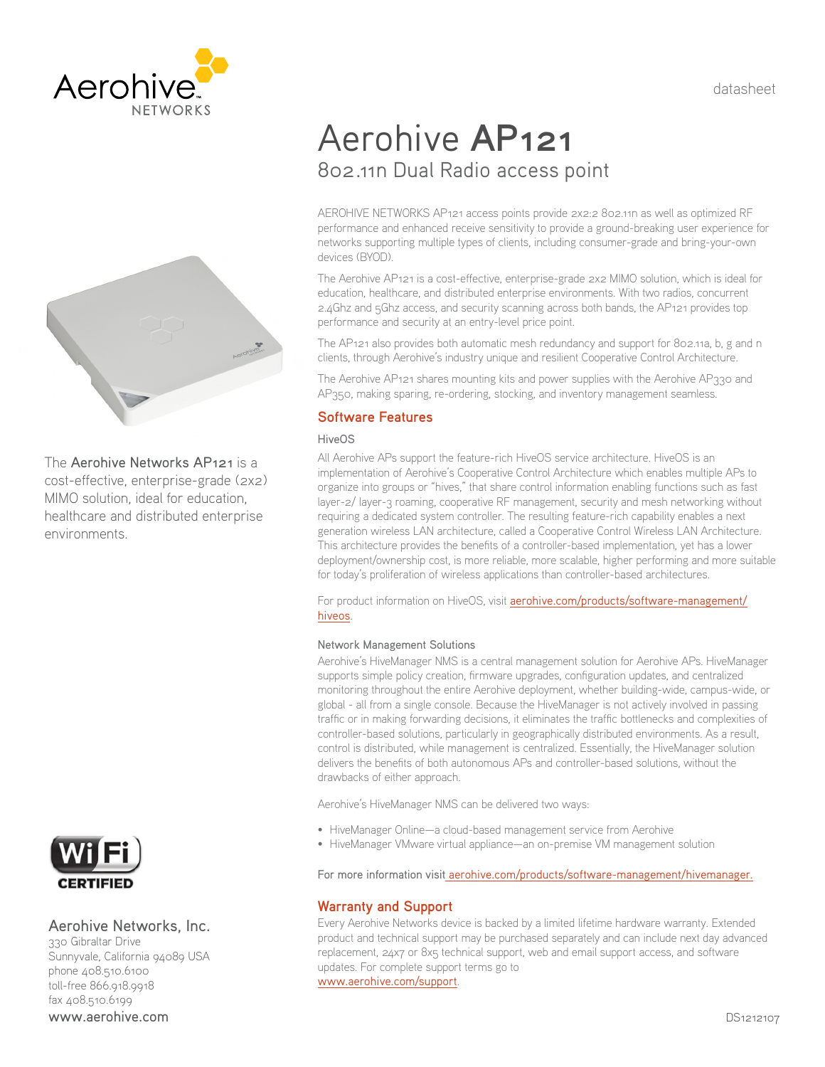datasheet

# Aerohive **AP121**

## 802.11n Dual Radio access point

The **Aerohive Networks AP121** is a cost-effective, enterprise-grade (2x2) MIMO solution, ideal for education, healthcare and distributed enterprise environments.

AEROHIVE NETWORKS AP121 access points provide 2x2:2 802.11n as well as optimized RF performance and enhanced receive sensitivity to provide a ground-breaking user experience for networks supporting multiple types of clients, including consumer-grade and bring-your-own devices (BYOD).

The Aerohive AP121 is a cost-effective, enterprise-grade 2x2 MIMO solution, which is ideal for education, healthcare, and distributed enterprise environments. With two radios, concurrent 2.4Ghz and 5Ghz access, and security scanning across both bands, the AP121 provides top performance and security at an entry-level price point.

The AP121 also provides both automatic mesh redundancy and support for 802.11a, b, g and n clients, through Aerohive's industry unique and resilient Cooperative Control Architecture.

The Aerohive AP121 shares mounting kits and power supplies with the Aerohive AP330 and AP350, making sparing, re-ordering, stocking, and inventory management seamless.

## Software Features

### HiveOS

All Aerohive APs support the feature-rich HiveOS service architecture. HiveOS is an implementation of Aerohive's Cooperative Control Architecture which enables multiple APs to organize into groups or "hives," that share control information enabling functions such as fast layer-2/ layer-3 roaming, cooperative RF management, security and mesh networking without requiring a dedicated system controller. The resulting feature-rich capability enables a next generation wireless LAN architecture, called a Cooperative Control Wireless LAN Architecture. This architecture provides the benefits of a controller-based implementation, yet has a lower deployment/ownership cost, is more reliable, more scalable, higher performing and more suitable for today's proliferation of wireless applications than controller-based architectures.

For product information on HiveOS, visit aerohive.com/products/software-management/hiveos.

### Network Management Solutions

Aerohive's HiveManager NMS is a central management solution for Aerohive APs. HiveManager supports simple policy creation, firmware upgrades, configuration updates, and centralized monitoring throughout the entire Aerohive deployment, whether building-wide, campus-wide, or global - all from a single console. Because the HiveManager is not actively involved in passing traffic or in making forwarding decisions, it eliminates the traffic bottlenecks and complexities of controller-based solutions, particularly in geographically distributed environments. As a result, control is distributed, while management is centralized. Essentially, the HiveManager solution delivers the benefits of both autonomous APs and controller-based solutions, without the drawbacks of either approach.

Aerohive's HiveManager NMS can be delivered two ways:

- HiveManager Online—a cloud-based management service from Aerohive
- HiveManager VMware virtual appliance—an on-premise VM management solution

For more information visit aerohive.com/products/software-management/hivemanager.

## Warranty and Support

Every Aerohive Networks device is backed by a limited lifetime hardware warranty. Extended product and technical support may be purchased separately and can include next day advanced replacement, 24x7 or 8x5 technical support, web and email support access, and software updates. For complete support terms go to www.aerohive.com/support.

Wi-Fi CERTIFIED

Aerohive Networks, Inc.
330 Gibraltar Drive
Sunnyvale, California 94089 USA
phone 408.510.6100
toll-free 866.918.9918
fax 408.510.6199
www.aerohive.com

DS1212107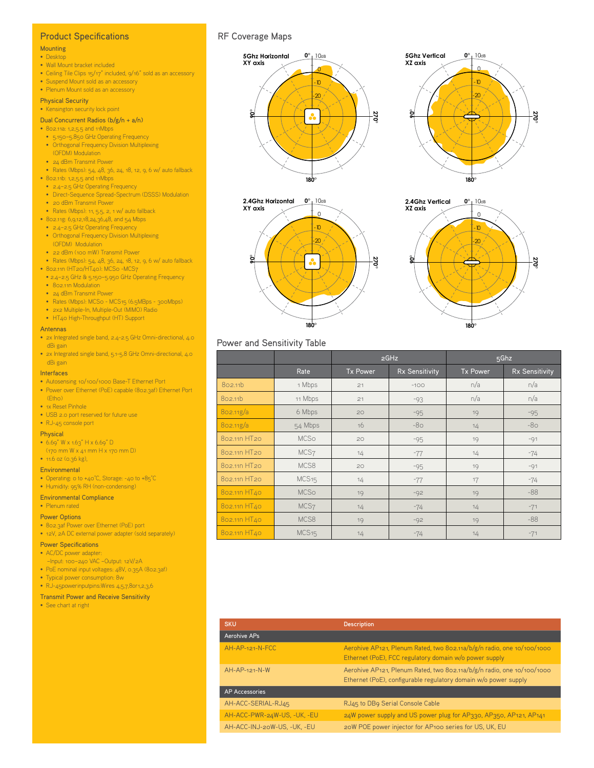## Product Specifications

### Mounting
- Desktop
- Wall Mount bracket included
- Ceiling Tile Clips 15/17" included, 9/16" sold as an accessory
- Suspend Mount sold as an accessory
- Plenum Mount sold as an accessory

### Physical Security
- Kensington security lock point

### Dual Concurrent Radios (b/g/n + a/n)
- 802.11a: 1,2,5.5 and 11Mbps
  - 5.150–5.850 GHz Operating Frequency
  - Orthogonal Frequency Division Multiplexing (OFDM) Modulation
  - 24 dBm Transmit Power
  - Rates (Mbps): 54, 48, 36, 24, 18, 12, 9, 6 w/ auto fallback
- 802.11b: 1,2,5.5 and 11Mbps
  - 2.4–2.5 GHz Operating Frequency
  - Direct-Sequence Spread-Spectrum (DSSS) Modulation
  - 20 dBm Transmit Power
  - Rates (Mbps): 11, 5.5, 2, 1 w/ auto fallback
- 802.11g: 6,9,12,18,24,36,48, and 54 Mbps
  - 2.4–2.5 GHz Operating Frequency
  - Orthogonal Frequency Division Multiplexing (OFDM) Modulation
  - 22 dBm (100 mW) Transmit Power
  - Rates (Mbps): 54, 48, 36, 24, 18, 12, 9, 6 w/ auto fallback
- 802.11n (HT20/HT40): MCS0 -MCS7
  - 2.4–2.5 GHz & 5.150–5.950 GHz Operating Frequency
  - 802.11n Modulation
  - 24 dBm Transmit Power
  - Rates (Mbps): MCS0 - MCS15 (6.5MBps - 300Mbps)
  - 2x2 Multiple-In, Multiple-Out (MIMO) Radio
  - HT40 High-Throughput (HT) Support

### Antennas
- 2x Integrated single band, 2.4-2.5 GHz Omni-directional, 4.0 dBi gain
- 2x Integrated single band, 5.1-5.8 GHz Omni-directional, 4.0 dBi gain

### Interfaces
- Autosensing 10/100/1000 Base-T Ethernet Port
- Power over Ethernet (PoE) capable (802.3af) Ethernet Port (Eth0)
- 1x Reset Pinhole
- USB 2.0 port reserved for future use
- RJ-45 console port

### Physical
- 6.69" W x 1.63" H x 6.69" D (170 mm W x 41 mm H x 170 mm D)
- 11.6 oz (0.36 kg),

### Environmental
- Operating: 0 to +40°C, Storage: -40 to +85°C
- Humidity: 95% RH (non-condensing)

### Environmental Compliance
- Plenum rated

### Power Options
- 802.3af Power over Ethernet (PoE) port
- 12V, 2A DC external power adapter (sold separately)

### Power Specifications
- AC/DC power adapter:
  –Input: 100–240 VAC –Output: 12V/2A
- PoE nominal input voltages: 48V, 0.35A (802.3af)
- Typical power consumption: 8w
- RJ-45powerinputpins:Wires 4,5,7,8or1,2,3,6

### Transmit Power and Receive Sensitivity
- See chart at right

## RF Coverage Maps

5Ghz Horizontal XY axis
0° 10dB 0 -10 -20 90° 270° 180°

5Ghz Vertical XZ axis
0° 10dB 0 -10 -20 90° 270° 180°

2.4Ghz Horizontal XY axis
0° 10dB 0 -10 -20 90° 270° 180°

2.4Ghz Vertical XZ axis
0° 10dB 0 -10 -20 90° 270° 180°

## Power and Sensitivity Table

| | | 2GHz | | 5Ghz | |
|---|---|---|---|---|---|
| | Rate | Tx Power | Rx Sensitivity | Tx Power | Rx Sensitivity |
| 802.11b | 1 Mbps | 21 | -100 | n/a | n/a |
| 802.11b | 11 Mbps | 21 | -93 | n/a | n/a |
| 802.11g/a | 6 Mbps | 20 | -95 | 19 | -95 |
| 802.11g/a | 54 Mbps | 16 | -80 | 14 | -80 |
| 802.11n HT20 | MCS0 | 20 | -95 | 19 | -91 |
| 802.11n HT20 | MCS7 | 14 | -77 | 14 | -74 |
| 802.11n HT20 | MCS8 | 20 | -95 | 19 | -91 |
| 802.11n HT20 | MCS15 | 14 | -77 | 17 | -74 |
| 802.11n HT40 | MCS0 | 19 | -92 | 19 | -88 |
| 802.11n HT40 | MCS7 | 14 | -74 | 14 | -71 |
| 802.11n HT40 | MCS8 | 19 | -92 | 19 | -88 |
| 802.11n HT40 | MCS15 | 14 | -74 | 14 | -71 |

| SKU | Description |
|---|---|
| **Aerohive APs** | |
| AH-AP-121-N-FCC | Aerohive AP121, Plenum Rated, two 802.11a/b/g/n radio, one 10/100/1000 Ethernet (PoE), FCC regulatory domain w/o power supply |
| AH-AP-121-N-W | Aerohive AP121, Plenum Rated, two 802.11a/b/g/n radio, one 10/100/1000 Ethernet (PoE), configurable regulatory domain w/o power supply |
| **AP Accessories** | |
| AH-ACC-SERIAL-RJ45 | RJ45 to DB9 Serial Console Cable |
| AH-ACC-PWR-24W-US, -UK, -EU | 24W power supply and US power plug for AP330, AP350, AP121, AP141 |
| AH-ACC-INJ-20W-US, -UK, -EU | 20W POE power injector for AP100 series for US, UK, EU |